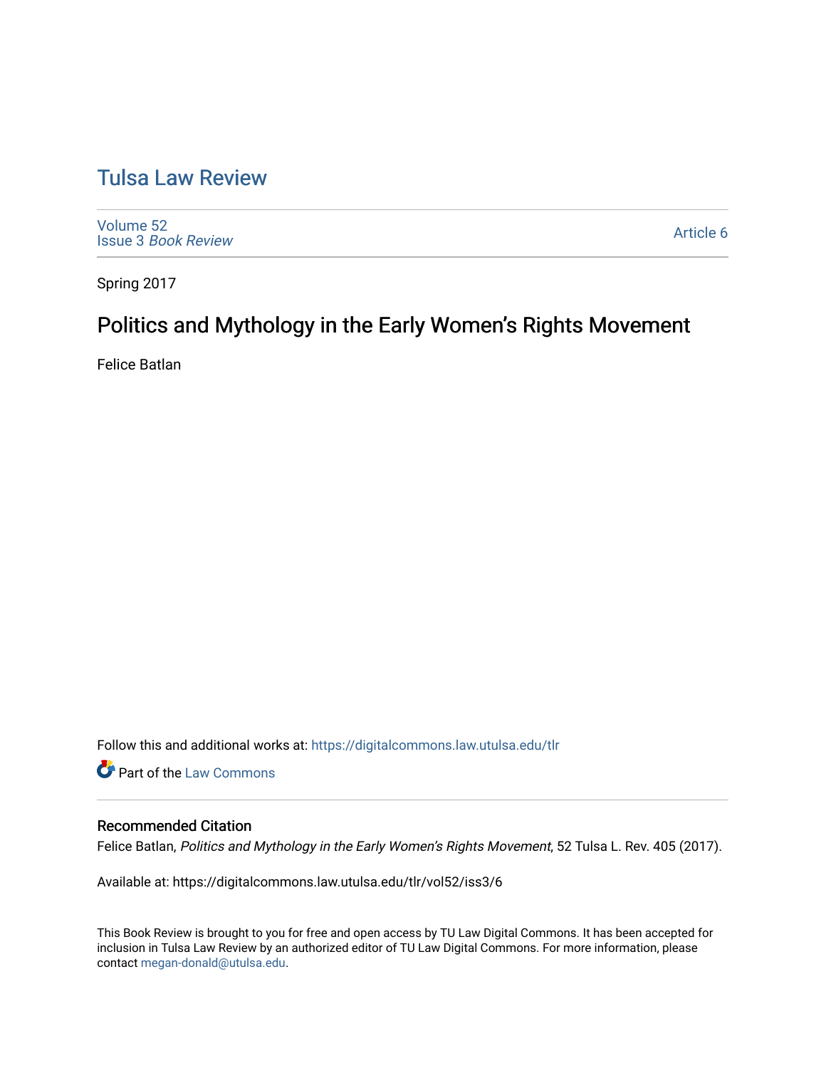# Tulsa Law Review

Volume 52
Issue 3 *Book Review*

Article 6

Spring 2017

## Politics and Mythology in the Early Women's Rights Movement

Felice Batlan

Follow this and additional works at: https://digitalcommons.law.utulsa.edu/tlr

Part of the Law Commons

### Recommended Citation

Felice Batlan, *Politics and Mythology in the Early Women's Rights Movement*, 52 Tulsa L. Rev. 405 (2017).

Available at: https://digitalcommons.law.utulsa.edu/tlr/vol52/iss3/6

This Book Review is brought to you for free and open access by TU Law Digital Commons. It has been accepted for inclusion in Tulsa Law Review by an authorized editor of TU Law Digital Commons. For more information, please contact megan-donald@utulsa.edu.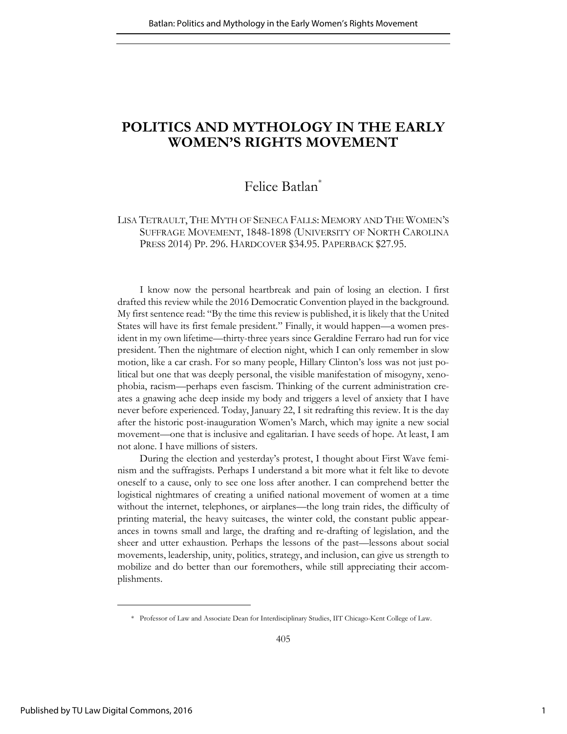# POLITICS AND MYTHOLOGY IN THE EARLY WOMEN'S RIGHTS MOVEMENT

Felice Batlan*

LISA TETRAULT, THE MYTH OF SENECA FALLS: MEMORY AND THE WOMEN'S SUFFRAGE MOVEMENT, 1848-1898 (UNIVERSITY OF NORTH CAROLINA PRESS 2014) PP. 296. HARDCOVER $34.95. PAPERBACK $27.95.

I know now the personal heartbreak and pain of losing an election. I first drafted this review while the 2016 Democratic Convention played in the background. My first sentence read: "By the time this review is published, it is likely that the United States will have its first female president." Finally, it would happen—a women president in my own lifetime—thirty-three years since Geraldine Ferraro had run for vice president. Then the nightmare of election night, which I can only remember in slow motion, like a car crash. For so many people, Hillary Clinton's loss was not just political but one that was deeply personal, the visible manifestation of misogyny, xenophobia, racism—perhaps even fascism. Thinking of the current administration creates a gnawing ache deep inside my body and triggers a level of anxiety that I have never before experienced. Today, January 22, I sit redrafting this review. It is the day after the historic post-inauguration Women's March, which may ignite a new social movement—one that is inclusive and egalitarian. I have seeds of hope. At least, I am not alone. I have millions of sisters.

During the election and yesterday's protest, I thought about First Wave feminism and the suffragists. Perhaps I understand a bit more what it felt like to devote oneself to a cause, only to see one loss after another. I can comprehend better the logistical nightmares of creating a unified national movement of women at a time without the internet, telephones, or airplanes—the long train rides, the difficulty of printing material, the heavy suitcases, the winter cold, the constant public appearances in towns small and large, the drafting and re-drafting of legislation, and the sheer and utter exhaustion. Perhaps the lessons of the past—lessons about social movements, leadership, unity, politics, strategy, and inclusion, can give us strength to mobilize and do better than our foremothers, while still appreciating their accomplishments.

---

\* Professor of Law and Associate Dean for Interdisciplinary Studies, IIT Chicago-Kent College of Law.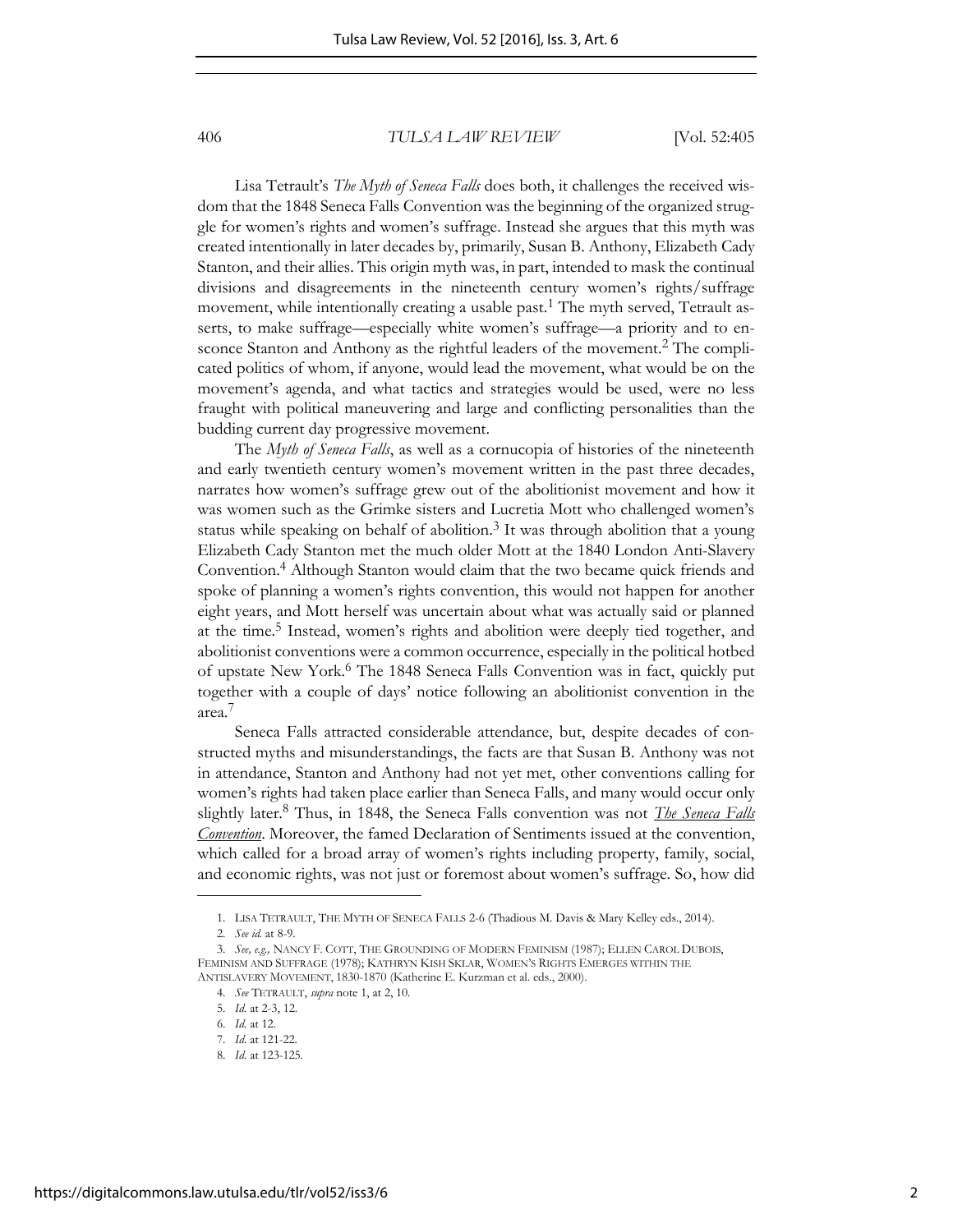Lisa Tetrault's *The Myth of Seneca Falls* does both, it challenges the received wisdom that the 1848 Seneca Falls Convention was the beginning of the organized struggle for women's rights and women's suffrage. Instead she argues that this myth was created intentionally in later decades by, primarily, Susan B. Anthony, Elizabeth Cady Stanton, and their allies. This origin myth was, in part, intended to mask the continual divisions and disagreements in the nineteenth century women's rights/suffrage movement, while intentionally creating a usable past.[1] The myth served, Tetrault asserts, to make suffrage—especially white women's suffrage—a priority and to ensconce Stanton and Anthony as the rightful leaders of the movement.[2] The complicated politics of whom, if anyone, would lead the movement, what would be on the movement's agenda, and what tactics and strategies would be used, were no less fraught with political maneuvering and large and conflicting personalities than the budding current day progressive movement.

The *Myth of Seneca Falls*, as well as a cornucopia of histories of the nineteenth and early twentieth century women's movement written in the past three decades, narrates how women's suffrage grew out of the abolitionist movement and how it was women such as the Grimke sisters and Lucretia Mott who challenged women's status while speaking on behalf of abolition.[3] It was through abolition that a young Elizabeth Cady Stanton met the much older Mott at the 1840 London Anti-Slavery Convention.[4] Although Stanton would claim that the two became quick friends and spoke of planning a women's rights convention, this would not happen for another eight years, and Mott herself was uncertain about what was actually said or planned at the time.[5] Instead, women's rights and abolition were deeply tied together, and abolitionist conventions were a common occurrence, especially in the political hotbed of upstate New York.[6] The 1848 Seneca Falls Convention was in fact, quickly put together with a couple of days' notice following an abolitionist convention in the area.[7]

Seneca Falls attracted considerable attendance, but, despite decades of constructed myths and misunderstandings, the facts are that Susan B. Anthony was not in attendance, Stanton and Anthony had not yet met, other conventions calling for women's rights had taken place earlier than Seneca Falls, and many would occur only slightly later.[8] Thus, in 1848, the Seneca Falls convention was not *The Seneca Falls Convention*. Moreover, the famed Declaration of Sentiments issued at the convention, which called for a broad array of women's rights including property, family, social, and economic rights, was not just or foremost about women's suffrage. So, how did

---

1. LISA TETRAULT, THE MYTH OF SENECA FALLS 2-6 (Thadious M. Davis & Mary Kelley eds., 2014).
2. *See id.* at 8-9.
3. *See, e.g.,* NANCY F. COTT, THE GROUNDING OF MODERN FEMINISM (1987); ELLEN CAROL DUBOIS, FEMINISM AND SUFFRAGE (1978); KATHRYN KISH SKLAR, WOMEN'S RIGHTS EMERGES WITHIN THE ANTISLAVERY MOVEMENT, 1830-1870 (Katherine E. Kurzman et al. eds., 2000).
4. *See* TETRAULT, *supra* note 1, at 2, 10.
5. *Id.* at 2-3, 12.
6. *Id.* at 12.
7. *Id.* at 121-22.
8. *Id.* at 123-125.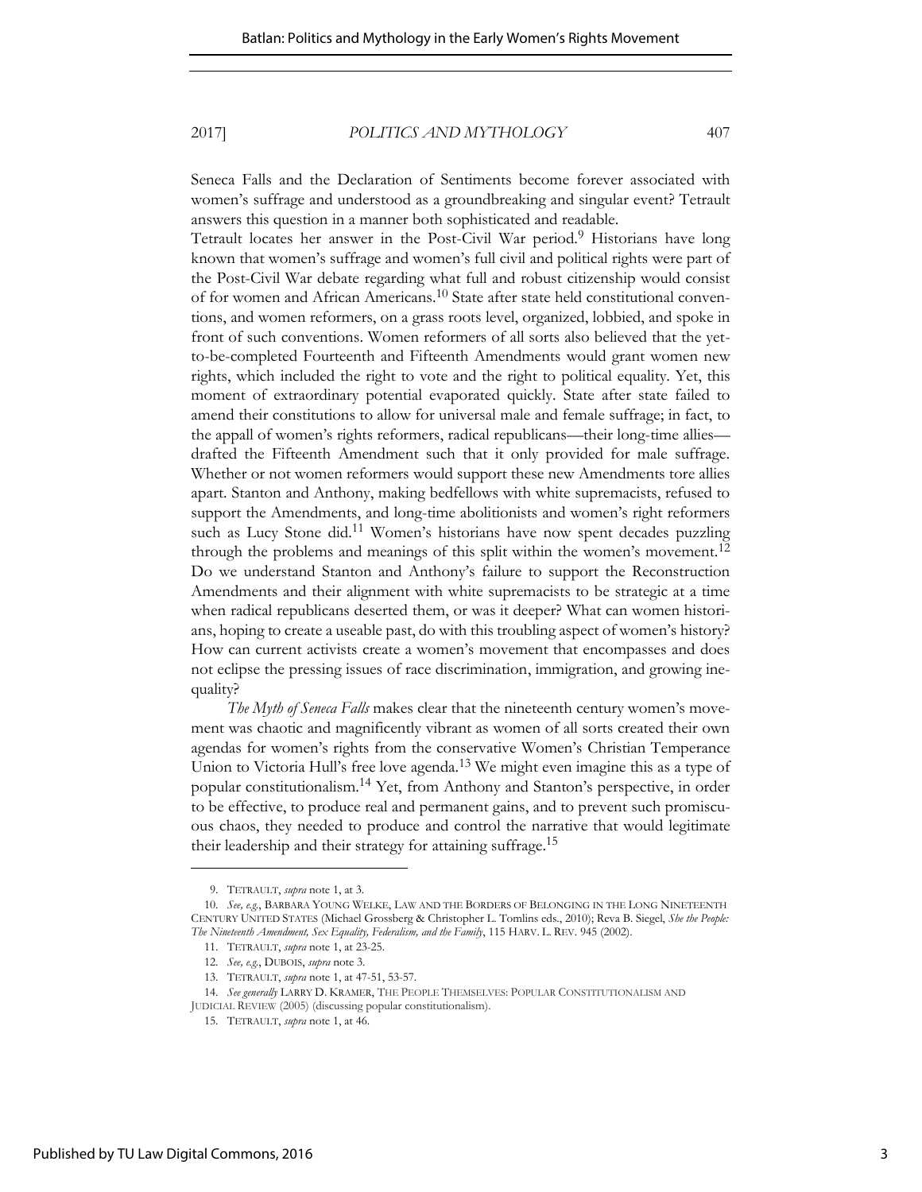Seneca Falls and the Declaration of Sentiments become forever associated with women's suffrage and understood as a groundbreaking and singular event? Tetrault answers this question in a manner both sophisticated and readable.

Tetrault locates her answer in the Post-Civil War period.[9] Historians have long known that women's suffrage and women's full civil and political rights were part of the Post-Civil War debate regarding what full and robust citizenship would consist of for women and African Americans.[10] State after state held constitutional conventions, and women reformers, on a grass roots level, organized, lobbied, and spoke in front of such conventions. Women reformers of all sorts also believed that the yet-to-be-completed Fourteenth and Fifteenth Amendments would grant women new rights, which included the right to vote and the right to political equality. Yet, this moment of extraordinary potential evaporated quickly. State after state failed to amend their constitutions to allow for universal male and female suffrage; in fact, to the appall of women's rights reformers, radical republicans—their long-time allies—drafted the Fifteenth Amendment such that it only provided for male suffrage. Whether or not women reformers would support these new Amendments tore allies apart. Stanton and Anthony, making bedfellows with white supremacists, refused to support the Amendments, and long-time abolitionists and women's right reformers such as Lucy Stone did.[11] Women's historians have now spent decades puzzling through the problems and meanings of this split within the women's movement.[12] Do we understand Stanton and Anthony's failure to support the Reconstruction Amendments and their alignment with white supremacists to be strategic at a time when radical republicans deserted them, or was it deeper? What can women historians, hoping to create a useable past, do with this troubling aspect of women's history? How can current activists create a women's movement that encompasses and does not eclipse the pressing issues of race discrimination, immigration, and growing inequality?

*The Myth of Seneca Falls* makes clear that the nineteenth century women's movement was chaotic and magnificently vibrant as women of all sorts created their own agendas for women's rights from the conservative Women's Christian Temperance Union to Victoria Hull's free love agenda.[13] We might even imagine this as a type of popular constitutionalism.[14] Yet, from Anthony and Stanton's perspective, in order to be effective, to produce real and permanent gains, and to prevent such promiscuous chaos, they needed to produce and control the narrative that would legitimate their leadership and their strategy for attaining suffrage.[15]

---

9. TETRAULT, *supra* note 1, at 3.

10. *See, e.g.*, BARBARA YOUNG WELKE, LAW AND THE BORDERS OF BELONGING IN THE LONG NINETEENTH CENTURY UNITED STATES (Michael Grossberg & Christopher L. Tomlins eds., 2010); Reva B. Siegel, *She the People: The Nineteenth Amendment, Sex Equality, Federalism, and the Family*, 115 HARV. L. REV. 945 (2002).

11. TETRAULT, *supra* note 1, at 23-25.

12. *See, e.g.*, DUBOIS, *supra* note 3.

13. TETRAULT, *supra* note 1, at 47-51, 53-57.

14. *See generally* LARRY D. KRAMER, THE PEOPLE THEMSELVES: POPULAR CONSTITUTIONALISM AND JUDICIAL REVIEW (2005) (discussing popular constitutionalism).

15. TETRAULT, *supra* note 1, at 46.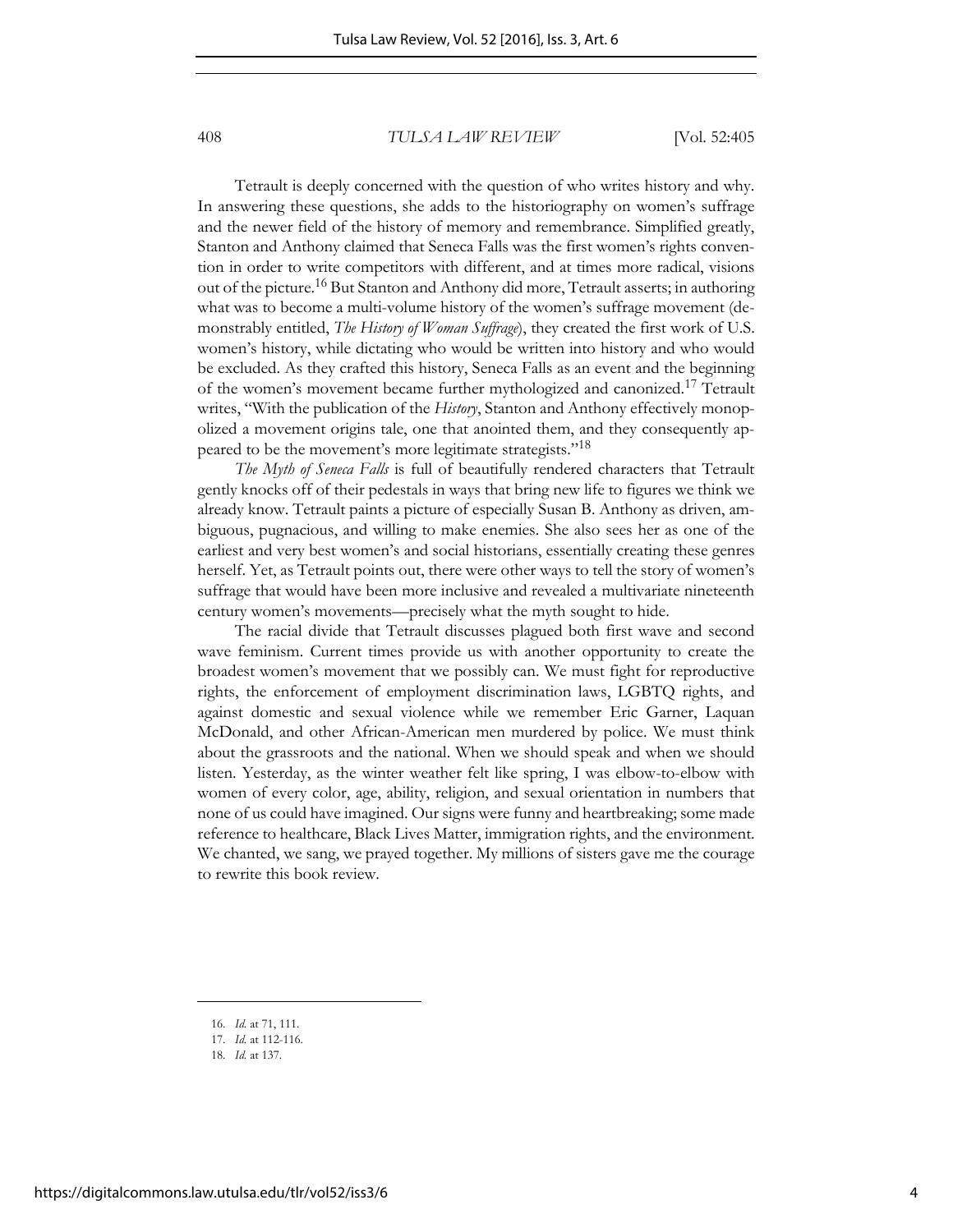Tetrault is deeply concerned with the question of who writes history and why. In answering these questions, she adds to the historiography on women's suffrage and the newer field of the history of memory and remembrance. Simplified greatly, Stanton and Anthony claimed that Seneca Falls was the first women's rights convention in order to write competitors with different, and at times more radical, visions out of the picture.[16] But Stanton and Anthony did more, Tetrault asserts; in authoring what was to become a multi-volume history of the women's suffrage movement (demonstrably entitled, *The History of Woman Suffrage*), they created the first work of U.S. women's history, while dictating who would be written into history and who would be excluded. As they crafted this history, Seneca Falls as an event and the beginning of the women's movement became further mythologized and canonized.[17] Tetrault writes, "With the publication of the *History*, Stanton and Anthony effectively monopolized a movement origins tale, one that anointed them, and they consequently appeared to be the movement's more legitimate strategists."[18]

*The Myth of Seneca Falls* is full of beautifully rendered characters that Tetrault gently knocks off of their pedestals in ways that bring new life to figures we think we already know. Tetrault paints a picture of especially Susan B. Anthony as driven, ambiguous, pugnacious, and willing to make enemies. She also sees her as one of the earliest and very best women's and social historians, essentially creating these genres herself. Yet, as Tetrault points out, there were other ways to tell the story of women's suffrage that would have been more inclusive and revealed a multivariate nineteenth century women's movements—precisely what the myth sought to hide.

The racial divide that Tetrault discusses plagued both first wave and second wave feminism. Current times provide us with another opportunity to create the broadest women's movement that we possibly can. We must fight for reproductive rights, the enforcement of employment discrimination laws, LGBTQ rights, and against domestic and sexual violence while we remember Eric Garner, Laquan McDonald, and other African-American men murdered by police. We must think about the grassroots and the national. When we should speak and when we should listen. Yesterday, as the winter weather felt like spring, I was elbow-to-elbow with women of every color, age, ability, religion, and sexual orientation in numbers that none of us could have imagined. Our signs were funny and heartbreaking; some made reference to healthcare, Black Lives Matter, immigration rights, and the environment. We chanted, we sang, we prayed together. My millions of sisters gave me the courage to rewrite this book review.

---

16. *Id.* at 71, 111.
17. *Id.* at 112-116.
18. *Id.* at 137.